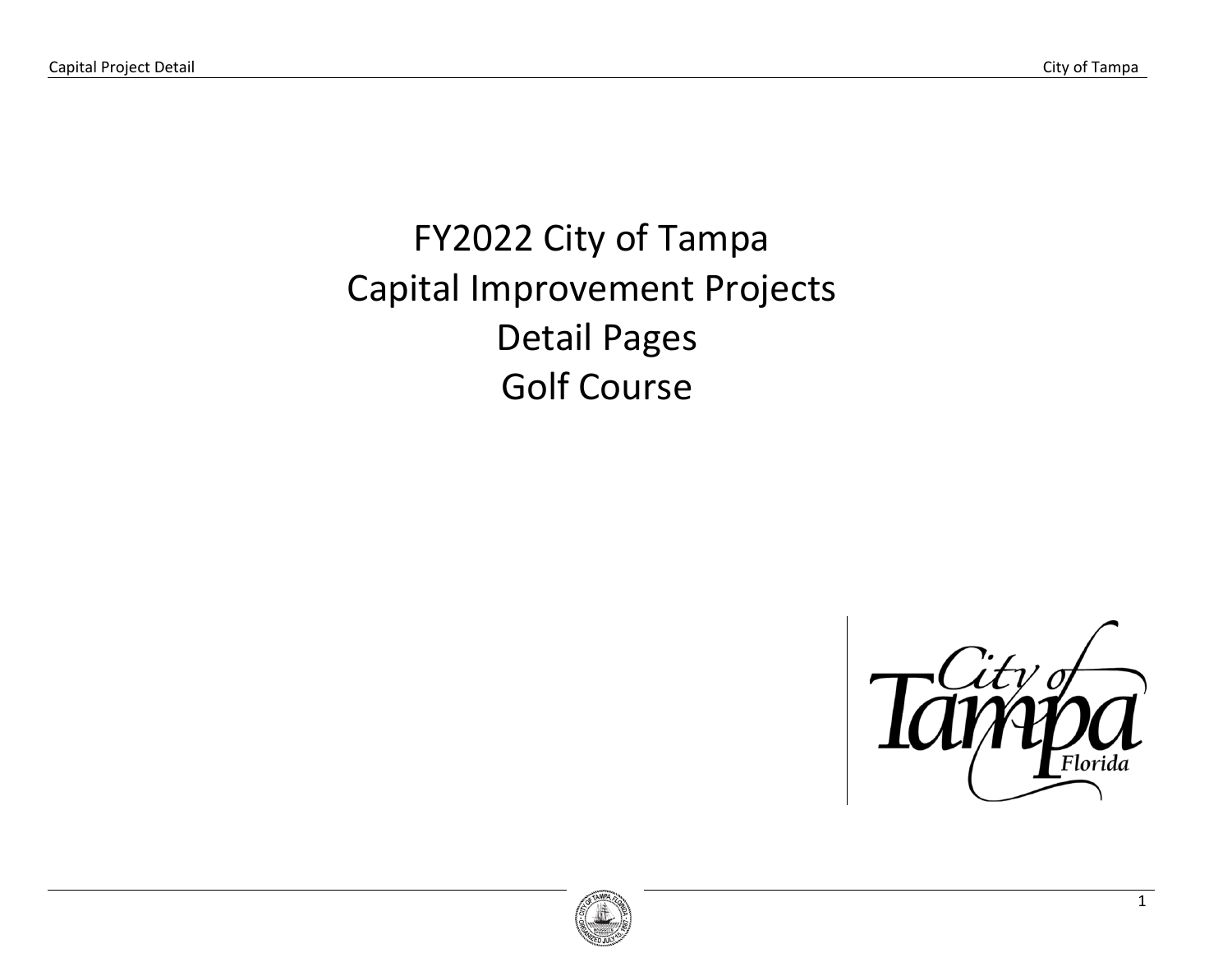# FY2022 City of Tampa Capital Improvement Projects Detail Pages Golf Course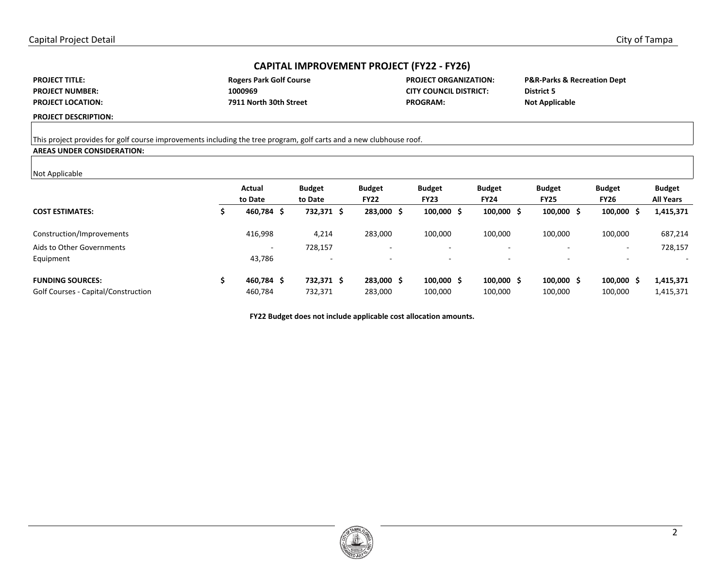## CAPITAL IMPROVEMENT PROJECT (FY22 - FY26)

| | | | |
|---|---|---|---|
| **PROJECT TITLE:** | **Rogers Park Golf Course** | **PROJECT ORGANIZATION:** | **P&R-Parks & Recreation Dept** |
| **PROJECT NUMBER:** | **1000969** | **CITY COUNCIL DISTRICT:** | **District 5** |
| **PROJECT LOCATION:** | **7911 North 30th Street** | **PROGRAM:** | **Not Applicable** |

**PROJECT DESCRIPTION:**

This project provides for golf course improvements including the tree program, golf carts and a new clubhouse roof.

**AREAS UNDER CONSIDERATION:**

Not Applicable

| | Actual to Date | Budget to Date | Budget FY22 | Budget FY23 | Budget FY24 | Budget FY25 | Budget FY26 | Budget All Years |
|---|---|---|---|---|---|---|---|---|
| **COST ESTIMATES:** | **$ 460,784** | **$ 732,371** | **$ 283,000** | **$ 100,000** | **$ 100,000** | **$ 100,000** | **$ 100,000** | **$ 1,415,371** |
| Construction/Improvements | 416,998 | 4,214 | 283,000 | 100,000 | 100,000 | 100,000 | 100,000 | 687,214 |
| Aids to Other Governments | - | 728,157 | - | - | - | - | - | 728,157 |
| Equipment | 43,786 | - | - | - | - | - | - | - |
| **FUNDING SOURCES:** | **$ 460,784** | **$ 732,371** | **$ 283,000** | **$ 100,000** | **$ 100,000** | **$ 100,000** | **$ 100,000** | **$ 1,415,371** |
| Golf Courses - Capital/Construction | 460,784 | 732,371 | 283,000 | 100,000 | 100,000 | 100,000 | 100,000 | 1,415,371 |

**FY22 Budget does not include applicable cost allocation amounts.**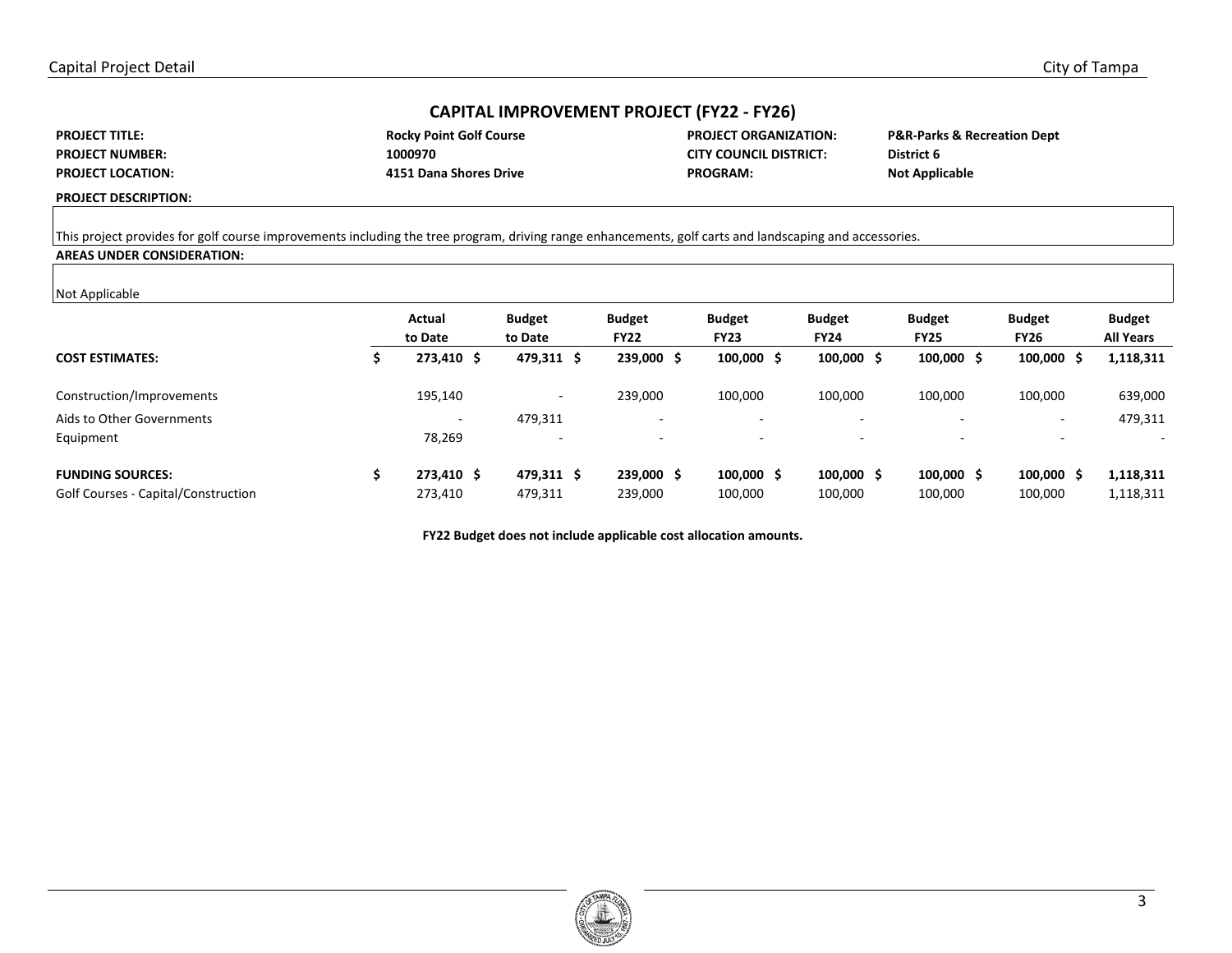## CAPITAL IMPROVEMENT PROJECT (FY22 - FY26)

| | | | |
|---|---|---|---|
| **PROJECT TITLE:** | **Rocky Point Golf Course** | **PROJECT ORGANIZATION:** | **P&R-Parks & Recreation Dept** |
| **PROJECT NUMBER:** | **1000970** | **CITY COUNCIL DISTRICT:** | **District 6** |
| **PROJECT LOCATION:** | **4151 Dana Shores Drive** | **PROGRAM:** | **Not Applicable** |

**PROJECT DESCRIPTION:**

This project provides for golf course improvements including the tree program, driving range enhancements, golf carts and landscaping and accessories.

**AREAS UNDER CONSIDERATION:**

Not Applicable

| | **Actual to Date** | **Budget to Date** | **Budget FY22** | **Budget FY23** | **Budget FY24** | **Budget FY25** | **Budget FY26** | **Budget All Years** |
|---|---|---|---|---|---|---|---|---|
| **COST ESTIMATES:** | **$ 273,410** | **$ 479,311** | **$ 239,000** | **$ 100,000** | **$ 100,000** | **$ 100,000** | **$ 100,000** | **$ 1,118,311** |
| Construction/Improvements | 195,140 | - | 239,000 | 100,000 | 100,000 | 100,000 | 100,000 | 639,000 |
| Aids to Other Governments | - | 479,311 | - | - | - | - | - | 479,311 |
| Equipment | 78,269 | - | - | - | - | - | - | - |
| **FUNDING SOURCES:** | **$ 273,410** | **$ 479,311** | **$ 239,000** | **$ 100,000** | **$ 100,000** | **$ 100,000** | **$ 100,000** | **$ 1,118,311** |
| Golf Courses - Capital/Construction | 273,410 | 479,311 | 239,000 | 100,000 | 100,000 | 100,000 | 100,000 | 1,118,311 |

**FY22 Budget does not include applicable cost allocation amounts.**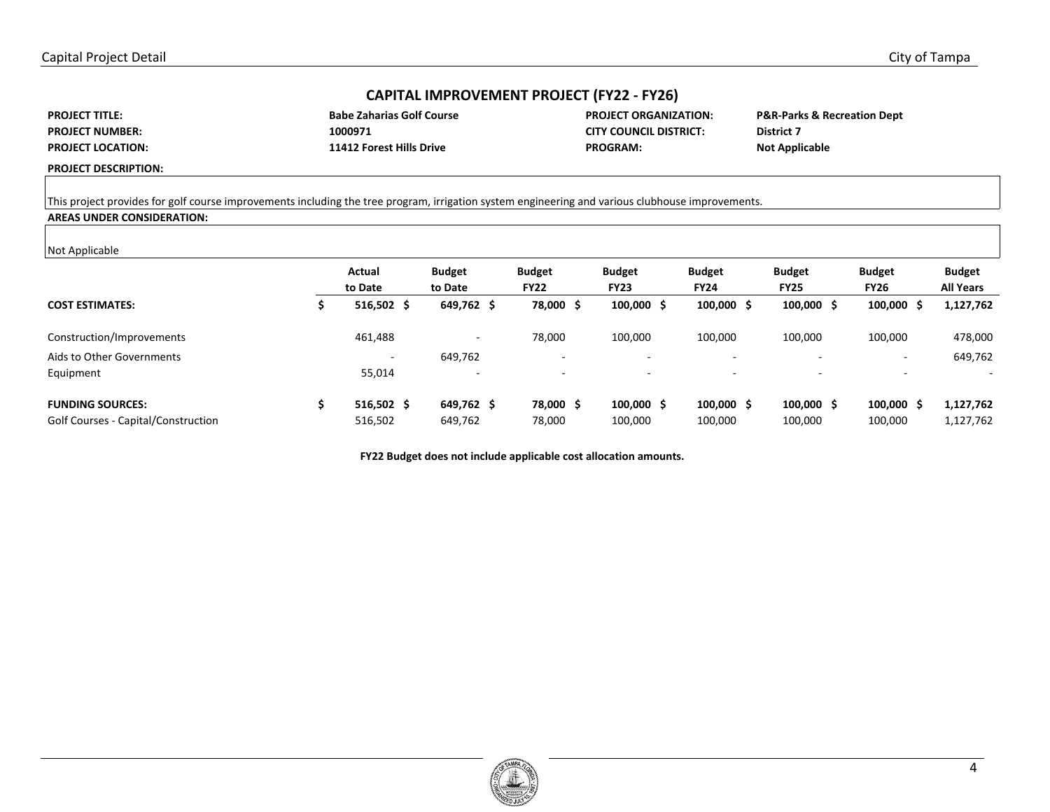## CAPITAL IMPROVEMENT PROJECT (FY22 - FY26)

| | | | |
|---|---|---|---|
| **PROJECT TITLE:** | **Babe Zaharias Golf Course** | **PROJECT ORGANIZATION:** | **P&R-Parks & Recreation Dept** |
| **PROJECT NUMBER:** | **1000971** | **CITY COUNCIL DISTRICT:** | **District 7** |
| **PROJECT LOCATION:** | **11412 Forest Hills Drive** | **PROGRAM:** | **Not Applicable** |

**PROJECT DESCRIPTION:**

This project provides for golf course improvements including the tree program, irrigation system engineering and various clubhouse improvements.

**AREAS UNDER CONSIDERATION:**

Not Applicable

| | Actual to Date | Budget to Date | Budget FY22 | Budget FY23 | Budget FY24 | Budget FY25 | Budget FY26 | Budget All Years |
|---|---|---|---|---|---|---|---|---|
| **COST ESTIMATES:** | **$ 516,502** | **$ 649,762** | **$ 78,000** | **$ 100,000** | **$ 100,000** | **$ 100,000** | **$ 100,000** | **$ 1,127,762** |
| Construction/Improvements | 461,488 | - | 78,000 | 100,000 | 100,000 | 100,000 | 100,000 | 478,000 |
| Aids to Other Governments | - | 649,762 | - | - | - | - | - | 649,762 |
| Equipment | 55,014 | - | - | - | - | - | - | - |
| **FUNDING SOURCES:** | **$ 516,502** | **$ 649,762** | **$ 78,000** | **$ 100,000** | **$ 100,000** | **$ 100,000** | **$ 100,000** | **$ 1,127,762** |
| Golf Courses - Capital/Construction | 516,502 | 649,762 | 78,000 | 100,000 | 100,000 | 100,000 | 100,000 | 1,127,762 |

**FY22 Budget does not include applicable cost allocation amounts.**